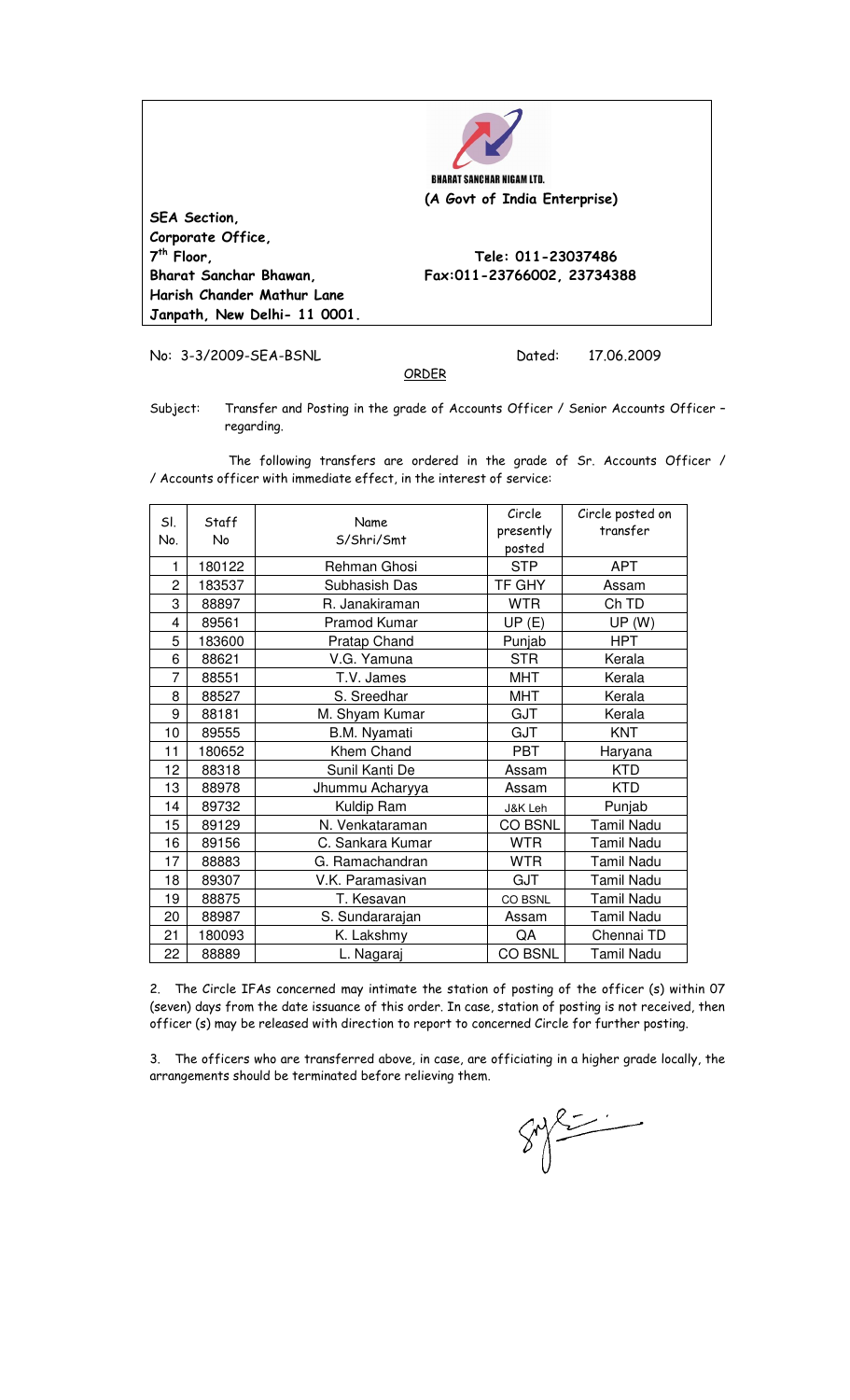**BHARAT SANCHAR NIGAM LTD.**

**(A Govt of India Enterprise)**

**SEA Section,**
**Corporate Office,**
**7th Floor,**
**Bharat Sanchar Bhawan,**
**Harish Chander Mathur Lane**
**Janpath, New Delhi- 11 0001.**

**Tele: 011-23037486**
**Fax:011-23766002, 23734388**

No: 3-3/2009-SEA-BSNL

Dated: 17.06.2009

ORDER

Subject: Transfer and Posting in the grade of Accounts Officer / Senior Accounts Officer – regarding.

The following transfers are ordered in the grade of Sr. Accounts Officer / Accounts officer with immediate effect, in the interest of service:

| Sl. No. | Staff No | Name S/Shri/Smt | Circle presently posted | Circle posted on transfer |
|---|---|---|---|---|
| 1 | 180122 | Rehman Ghosi | STP | APT |
| 2 | 183537 | Subhasish Das | TF GHY | Assam |
| 3 | 88897 | R. Janakiraman | WTR | Ch TD |
| 4 | 89561 | Pramod Kumar | UP (E) | UP (W) |
| 5 | 183600 | Pratap Chand | Punjab | HPT |
| 6 | 88621 | V.G. Yamuna | STR | Kerala |
| 7 | 88551 | T.V. James | MHT | Kerala |
| 8 | 88527 | S. Sreedhar | MHT | Kerala |
| 9 | 88181 | M. Shyam Kumar | GJT | Kerala |
| 10 | 89555 | B.M. Nyamati | GJT | KNT |
| 11 | 180652 | Khem Chand | PBT | Haryana |
| 12 | 88318 | Sunil Kanti De | Assam | KTD |
| 13 | 88978 | Jhummu Acharyya | Assam | KTD |
| 14 | 89732 | Kuldip Ram | J&K Leh | Punjab |
| 15 | 89129 | N. Venkataraman | CO BSNL | Tamil Nadu |
| 16 | 89156 | C. Sankara Kumar | WTR | Tamil Nadu |
| 17 | 88883 | G. Ramachandran | WTR | Tamil Nadu |
| 18 | 89307 | V.K. Paramasivan | GJT | Tamil Nadu |
| 19 | 88875 | T. Kesavan | CO BSNL | Tamil Nadu |
| 20 | 88987 | S. Sundararajan | Assam | Tamil Nadu |
| 21 | 180093 | K. Lakshmy | QA | Chennai TD |
| 22 | 88889 | L. Nagaraj | CO BSNL | Tamil Nadu |

2. The Circle IFAs concerned may intimate the station of posting of the officer (s) within 07 (seven) days from the date issuance of this order. In case, station of posting is not received, then officer (s) may be released with direction to report to concerned Circle for further posting.

3. The officers who are transferred above, in case, are officiating in a higher grade locally, the arrangements should be terminated before relieving them.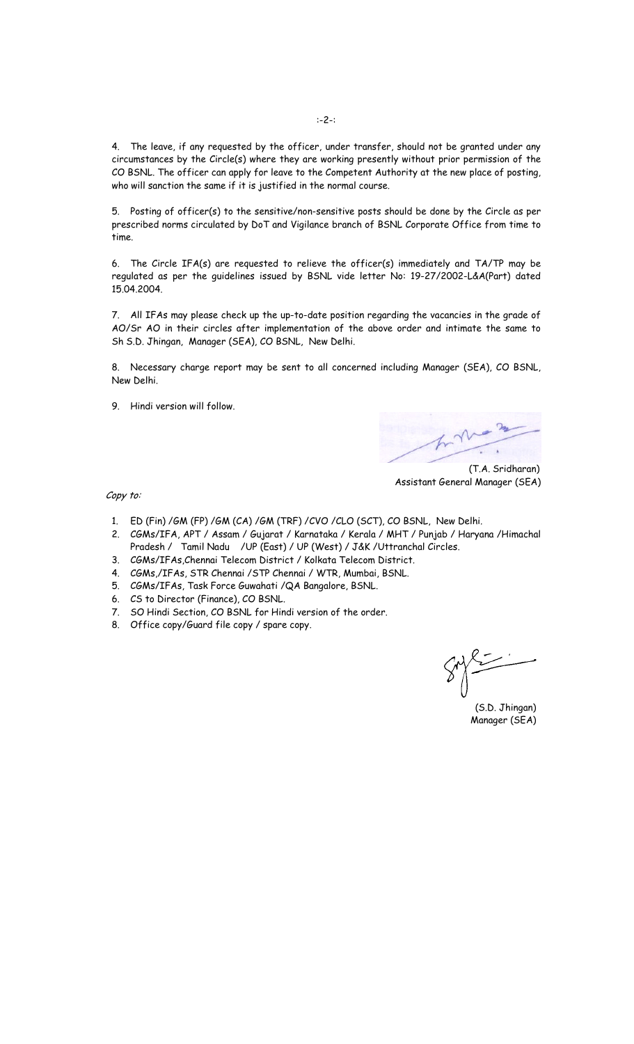4. The leave, if any requested by the officer, under transfer, should not be granted under any circumstances by the Circle(s) where they are working presently without prior permission of the CO BSNL. The officer can apply for leave to the Competent Authority at the new place of posting, who will sanction the same if it is justified in the normal course.

5. Posting of officer(s) to the sensitive/non-sensitive posts should be done by the Circle as per prescribed norms circulated by DoT and Vigilance branch of BSNL Corporate Office from time to time.

6. The Circle IFA(s) are requested to relieve the officer(s) immediately and TA/TP may be regulated as per the guidelines issued by BSNL vide letter No: 19-27/2002-L&A(Part) dated 15.04.2004.

7. All IFAs may please check up the up-to-date position regarding the vacancies in the grade of AO/Sr AO in their circles after implementation of the above order and intimate the same to Sh S.D. Jhingan, Manager (SEA), CO BSNL, New Delhi.

8. Necessary charge report may be sent to all concerned including Manager (SEA), CO BSNL, New Delhi.

9. Hindi version will follow.

(T.A. Sridharan)
Assistant General Manager (SEA)

*Copy to:*

1. ED (Fin) /GM (FP) /GM (CA) /GM (TRF) /CVO /CLO (SCT), CO BSNL, New Delhi.
2. CGMs/IFA, APT / Assam / Gujarat / Karnataka / Kerala / MHT / Punjab / Haryana /Himachal Pradesh / Tamil Nadu /UP (East) / UP (West) / J&K /Uttranchal Circles.
3. CGMs/IFAs,Chennai Telecom District / Kolkata Telecom District.
4. CGMs,/IFAs, STR Chennai /STP Chennai / WTR, Mumbai, BSNL.
5. CGMs/IFAs, Task Force Guwahati /QA Bangalore, BSNL.
6. CS to Director (Finance), CO BSNL.
7. SO Hindi Section, CO BSNL for Hindi version of the order.
8. Office copy/Guard file copy / spare copy.

(S.D. Jhingan)
Manager (SEA)